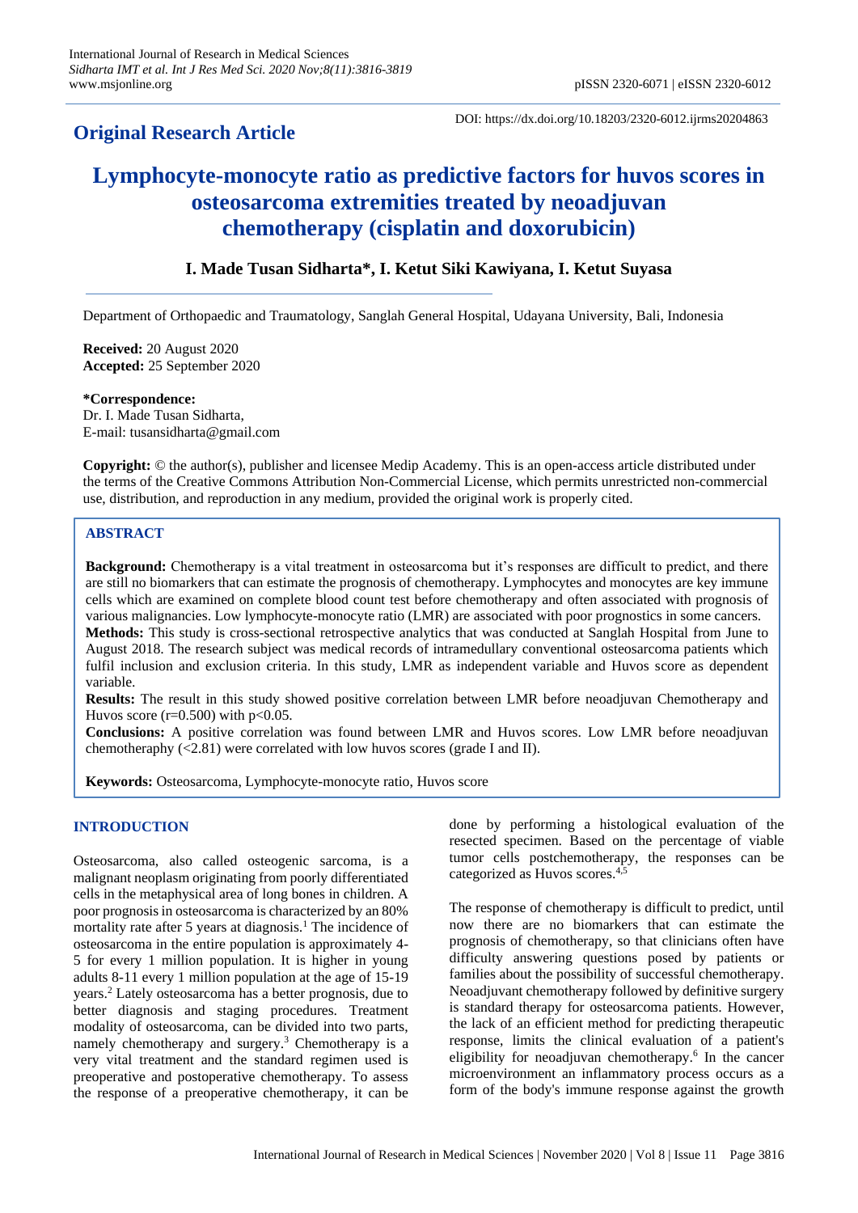**Original Research Article**

DOI: https://dx.doi.org/10.18203/2320-6012.ijrms20204863

# Lymphocyte-monocyte ratio as predictive factors for huvos scores in osteosarcoma extremities treated by neoadjuvan chemotherapy (cisplatin and doxorubicin)

**I. Made Tusan Sidharta\*, I. Ketut Siki Kawiyana, I. Ketut Suyasa**

Department of Orthopaedic and Traumatology, Sanglah General Hospital, Udayana University, Bali, Indonesia

**Received:** 20 August 2020
**Accepted:** 25 September 2020

**\*Correspondence:**
Dr. I. Made Tusan Sidharta,
E-mail: tusansidharta@gmail.com

**Copyright:** © the author(s), publisher and licensee Medip Academy. This is an open-access article distributed under the terms of the Creative Commons Attribution Non-Commercial License, which permits unrestricted non-commercial use, distribution, and reproduction in any medium, provided the original work is properly cited.

## ABSTRACT

**Background:** Chemotherapy is a vital treatment in osteosarcoma but it's responses are difficult to predict, and there are still no biomarkers that can estimate the prognosis of chemotherapy. Lymphocytes and monocytes are key immune cells which are examined on complete blood count test before chemotherapy and often associated with prognosis of various malignancies. Low lymphocyte-monocyte ratio (LMR) are associated with poor prognostics in some cancers.

**Methods:** This study is cross-sectional retrospective analytics that was conducted at Sanglah Hospital from June to August 2018. The research subject was medical records of intramedullary conventional osteosarcoma patients which fulfil inclusion and exclusion criteria. In this study, LMR as independent variable and Huvos score as dependent variable.

**Results:** The result in this study showed positive correlation between LMR before neoadjuvan Chemotherapy and Huvos score ($r=0.500$) with $p<0.05$.

**Conclusions:** A positive correlation was found between LMR and Huvos scores. Low LMR before neoadjuvan chemotheraphy (<2.81) were correlated with low huvos scores (grade I and II).

**Keywords:** Osteosarcoma, Lymphocyte-monocyte ratio, Huvos score

## INTRODUCTION

Osteosarcoma, also called osteogenic sarcoma, is a malignant neoplasm originating from poorly differentiated cells in the metaphysical area of long bones in children. A poor prognosis in osteosarcoma is characterized by an 80% mortality rate after 5 years at diagnosis.[1] The incidence of osteosarcoma in the entire population is approximately 4-5 for every 1 million population. It is higher in young adults 8-11 every 1 million population at the age of 15-19 years.[2] Lately osteosarcoma has a better prognosis, due to better diagnosis and staging procedures. Treatment modality of osteosarcoma, can be divided into two parts, namely chemotherapy and surgery.[3] Chemotherapy is a very vital treatment and the standard regimen used is preoperative and postoperative chemotherapy. To assess the response of a preoperative chemotherapy, it can be done by performing a histological evaluation of the resected specimen. Based on the percentage of viable tumor cells postchemotherapy, the responses can be categorized as Huvos scores.[4,5]

The response of chemotherapy is difficult to predict, until now there are no biomarkers that can estimate the prognosis of chemotherapy, so that clinicians often have difficulty answering questions posed by patients or families about the possibility of successful chemotherapy. Neoadjuvant chemotherapy followed by definitive surgery is standard therapy for osteosarcoma patients. However, the lack of an efficient method for predicting therapeutic response, limits the clinical evaluation of a patient's eligibility for neoadjuvan chemotherapy.[6] In the cancer microenvironment an inflammatory process occurs as a form of the body's immune response against the growth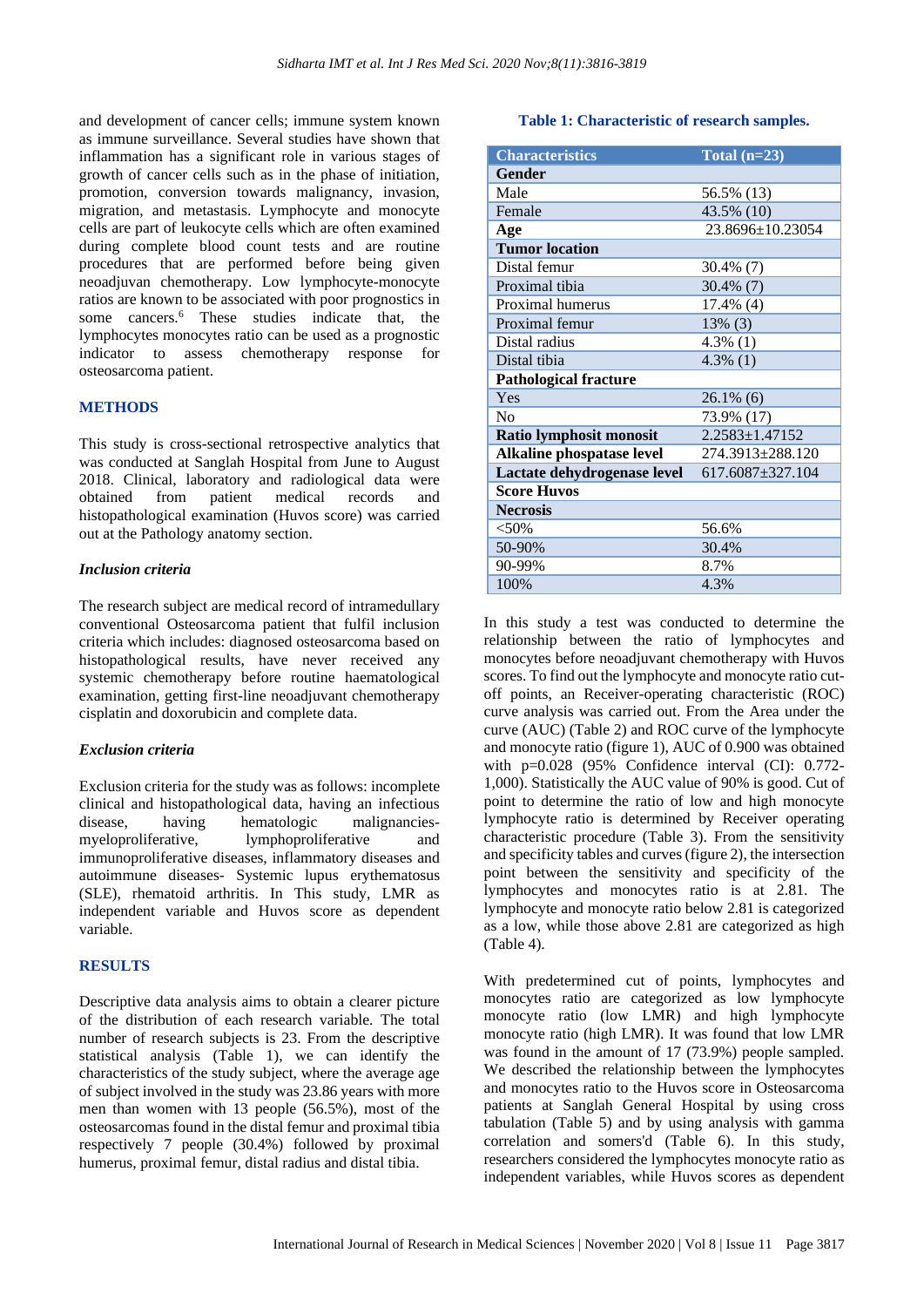and development of cancer cells; immune system known as immune surveillance. Several studies have shown that inflammation has a significant role in various stages of growth of cancer cells such as in the phase of initiation, promotion, conversion towards malignancy, invasion, migration, and metastasis. Lymphocyte and monocyte cells are part of leukocyte cells which are often examined during complete blood count tests and are routine procedures that are performed before being given neoadjuvant chemotherapy. Low lymphocyte-monocyte ratios are known to be associated with poor prognostics in some cancers.[6] These studies indicate that, the lymphocytes monocytes ratio can be used as a prognostic indicator to assess chemotherapy response for osteosarcoma patient.

## METHODS

This study is cross-sectional retrospective analytics that was conducted at Sanglah Hospital from June to August 2018. Clinical, laboratory and radiological data were obtained from patient medical records and histopathological examination (Huvos score) was carried out at the Pathology anatomy section.

### *Inclusion criteria*

The research subject are medical record of intramedullary conventional Osteosarcoma patient that fulfil inclusion criteria which includes: diagnosed osteosarcoma based on histopathological results, have never received any systemic chemotherapy before routine haematological examination, getting first-line neoadjuvant chemotherapy cisplatin and doxorubicin and complete data.

### *Exclusion criteria*

Exclusion criteria for the study was as follows: incomplete clinical and histopathological data, having an infectious disease, having hematologic malignancies-myeloproliferative, lymphoproliferative and immunoproliferative diseases, inflammatory diseases and autoimmune diseases- Systemic lupus erythematosus (SLE), rhematoid arthritis. In This study, LMR as independent variable and Huvos score as dependent variable.

## RESULTS

Descriptive data analysis aims to obtain a clearer picture of the distribution of each research variable. The total number of research subjects is 23. From the descriptive statistical analysis (Table 1), we can identify the characteristics of the study subject, where the average age of subject involved in the study was 23.86 years with more men than women with 13 people (56.5%), most of the osteosarcomas found in the distal femur and proximal tibia respectively 7 people (30.4%) followed by proximal humerus, proximal femur, distal radius and distal tibia.

**Table 1: Characteristic of research samples.**

| Characteristics | Total (n=23) |
|---|---|
| **Gender** | |
| Male | 56.5% (13) |
| Female | 43.5% (10) |
| **Age** | 23.8696±10.23054 |
| **Tumor location** | |
| Distal femur | 30.4% (7) |
| Proximal tibia | 30.4% (7) |
| Proximal humerus | 17.4% (4) |
| Proximal femur | 13% (3) |
| Distal radius | 4.3% (1) |
| Distal tibia | 4.3% (1) |
| **Pathological fracture** | |
| Yes | 26.1% (6) |
| No | 73.9% (17) |
| **Ratio lymphosit monosit** | 2.2583±1.47152 |
| **Alkaline phospatase level** | 274.3913±288.120 |
| **Lactate dehydrogenase level** | 617.6087±327.104 |
| **Score Huvos** | |
| **Necrosis** | |
| <50% | 56.6% |
| 50-90% | 30.4% |
| 90-99% | 8.7% |
| 100% | 4.3% |

In this study a test was conducted to determine the relationship between the ratio of lymphocytes and monocytes before neoadjuvant chemotherapy with Huvos scores. To find out the lymphocyte and monocyte ratio cut-off points, an Receiver-operating characteristic (ROC) curve analysis was carried out. From the Area under the curve (AUC) (Table 2) and ROC curve of the lymphocyte and monocyte ratio (figure 1), AUC of 0.900 was obtained with p=0.028 (95% Confidence interval (CI): 0.772-1,000). Statistically the AUC value of 90% is good. Cut of point to determine the ratio of low and high monocyte lymphocyte ratio is determined by Receiver operating characteristic procedure (Table 3). From the sensitivity and specificity tables and curves (figure 2), the intersection point between the sensitivity and specificity of the lymphocytes and monocytes ratio is at 2.81. The lymphocyte and monocyte ratio below 2.81 is categorized as a low, while those above 2.81 are categorized as high (Table 4).

With predetermined cut of points, lymphocytes and monocytes ratio are categorized as low lymphocyte monocyte ratio (low LMR) and high lymphocyte monocyte ratio (high LMR). It was found that low LMR was found in the amount of 17 (73.9%) people sampled. We described the relationship between the lymphocytes and monocytes ratio to the Huvos score in Osteosarcoma patients at Sanglah General Hospital by using cross tabulation (Table 5) and by using analysis with gamma correlation and somers'd (Table 6). In this study, researchers considered the lymphocytes monocyte ratio as independent variables, while Huvos scores as dependent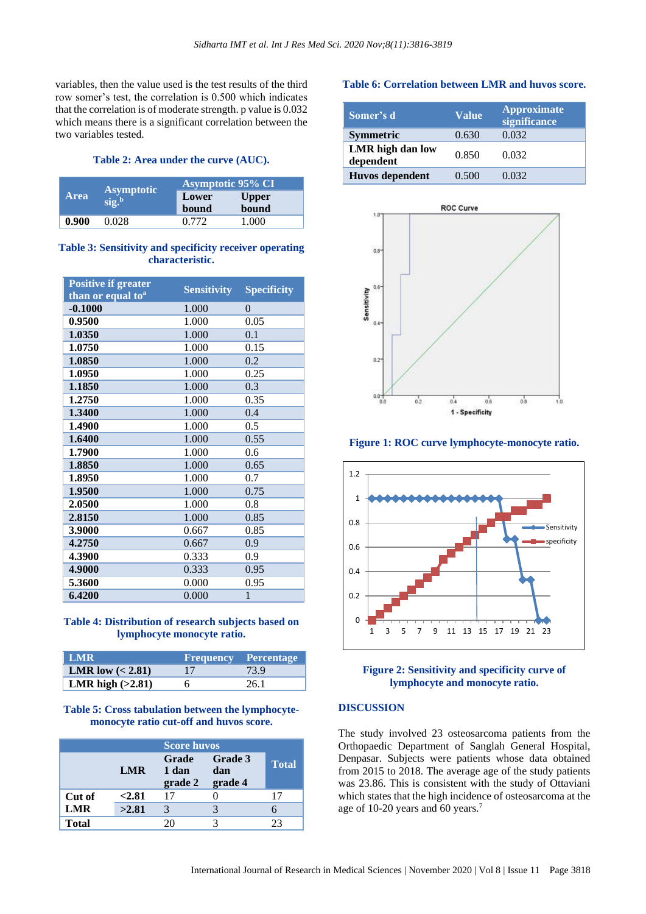variables, then the value used is the test results of the third row somer's test, the correlation is 0.500 which indicates that the correlation is of moderate strength. p value is 0.032 which means there is a significant correlation between the two variables tested.

**Table 2: Area under the curve (AUC).**

| Area | Asymptotic sig.[b] | Asymptotic 95% CI | |
|---|---|---|---|
| | | Lower bound | Upper bound |
| **0.900** | 0.028 | 0.772 | 1.000 |

**Table 3: Sensitivity and specificity receiver operating characteristic.**

| Positive if greater than or equal to[a] | Sensitivity | Specificity |
|---|---|---|
| **-0.1000** | 1.000 | 0 |
| **0.9500** | 1.000 | 0.05 |
| **1.0350** | 1.000 | 0.1 |
| **1.0750** | 1.000 | 0.15 |
| **1.0850** | 1.000 | 0.2 |
| **1.0950** | 1.000 | 0.25 |
| **1.1850** | 1.000 | 0.3 |
| **1.2750** | 1.000 | 0.35 |
| **1.3400** | 1.000 | 0.4 |
| **1.4900** | 1.000 | 0.5 |
| **1.6400** | 1.000 | 0.55 |
| **1.7900** | 1.000 | 0.6 |
| **1.8850** | 1.000 | 0.65 |
| **1.8950** | 1.000 | 0.7 |
| **1.9500** | 1.000 | 0.75 |
| **2.0500** | 1.000 | 0.8 |
| **2.8150** | 1.000 | 0.85 |
| **3.9000** | 0.667 | 0.85 |
| **4.2750** | 0.667 | 0.9 |
| **4.3900** | 0.333 | 0.9 |
| **4.9000** | 0.333 | 0.95 |
| **5.3600** | 0.000 | 0.95 |
| **6.4200** | 0.000 | 1 |

**Table 4: Distribution of research subjects based on lymphocyte monocyte ratio.**

| LMR | Frequency | Percentage |
|---|---|---|
| **LMR low (< 2.81)** | 17 | 73.9 |
| **LMR high (>2.81)** | 6 | 26.1 |

**Table 5: Cross tabulation between the lymphocyte-monocyte ratio cut-off and huvos score.**

| | LMR | Score huvos | | Total |
|---|---|---|---|---|
| | | Grade 1 dan grade 2 | Grade 3 dan grade 4 | |
| **Cut of LMR** | **<2.81** | 17 | 0 | 17 |
| | **>2.81** | 3 | 3 | 6 |
| **Total** | | 20 | 3 | 23 |

**Table 6: Correlation between LMR and huvos score.**

| Somer's d | Value | Approximate significance |
|---|---|---|
| **Symmetric** | 0.630 | 0.032 |
| **LMR high dan low dependent** | 0.850 | 0.032 |
| **Huvos dependent** | 0.500 | 0.032 |

**Figure 1: ROC curve lymphocyte-monocyte ratio.**

**Figure 2: Sensitivity and specificity curve of lymphocyte and monocyte ratio.**

## DISCUSSION

The study involved 23 osteosarcoma patients from the Orthopaedic Department of Sanglah General Hospital, Denpasar. Subjects were patients whose data obtained from 2015 to 2018. The average age of the study patients was 23.86. This is consistent with the study of Ottaviani which states that the high incidence of osteosarcoma at the age of 10-20 years and 60 years.[7]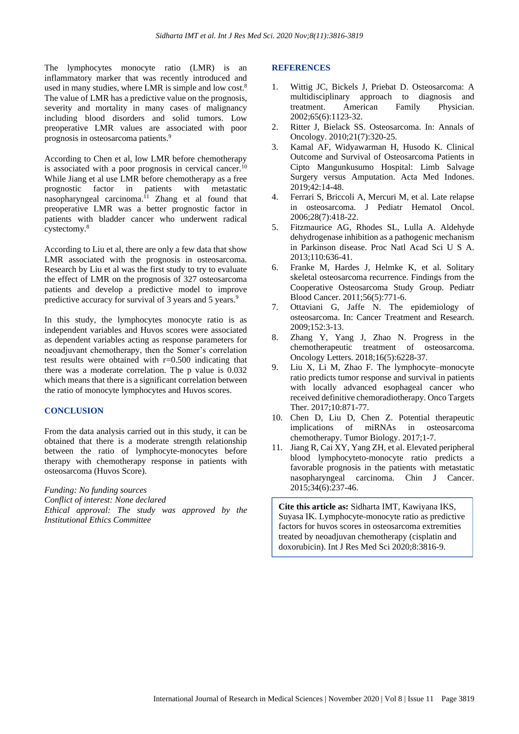The lymphocytes monocyte ratio (LMR) is an inflammatory marker that was recently introduced and used in many studies, where LMR is simple and low cost.[8] The value of LMR has a predictive value on the prognosis, severity and mortality in many cases of malignancy including blood disorders and solid tumors. Low preoperative LMR values are associated with poor prognosis in osteosarcoma patients.[9]

According to Chen et al, low LMR before chemotherapy is associated with a poor prognosis in cervical cancer.[10] While Jiang et al use LMR before chemotherapy as a free prognostic factor in patients with metastatic nasopharyngeal carcinoma.[11] Zhang et al found that preoperative LMR was a better prognostic factor in patients with bladder cancer who underwent radical cystectomy.[8]

According to Liu et al, there are only a few data that show LMR associated with the prognosis in osteosarcoma. Research by Liu et al was the first study to try to evaluate the effect of LMR on the prognosis of 327 osteosarcoma patients and develop a predictive model to improve predictive accuracy for survival of 3 years and 5 years.[9]

In this study, the lymphocytes monocyte ratio is as independent variables and Huvos scores were associated as dependent variables acting as response parameters for neoadjuvant chemotherapy, then the Somer's correlation test results were obtained with r=0.500 indicating that there was a moderate correlation. The p value is 0.032 which means that there is a significant correlation between the ratio of monocyte lymphocytes and Huvos scores.

## CONCLUSION

From the data analysis carried out in this study, it can be obtained that there is a moderate strength relationship between the ratio of lymphocyte-monocytes before therapy with chemotherapy response in patients with osteosarcoma (Huvos Score).

*Funding: No funding sources*
*Conflict of interest: None declared*
*Ethical approval: The study was approved by the Institutional Ethics Committee*

## REFERENCES

1. Wittig JC, Bickels J, Priebat D. Osteosarcoma: A multidisciplinary approach to diagnosis and treatment. American Family Physician. 2002;65(6):1123-32.
2. Ritter J, Bielack SS. Osteosarcoma. In: Annals of Oncology. 2010;21(7):320-25.
3. Kamal AF, Widyawarman H, Husodo K. Clinical Outcome and Survival of Osteosarcoma Patients in Cipto Mangunkusumo Hospital: Limb Salvage Surgery versus Amputation. Acta Med Indones. 2019;42:14-48.
4. Ferrari S, Briccoli A, Mercuri M, et al. Late relapse in osteosarcoma. J Pediatr Hematol Oncol. 2006;28(7):418-22.
5. Fitzmaurice AG, Rhodes SL, Lulla A. Aldehyde dehydrogenase inhibition as a pathogenic mechanism in Parkinson disease. Proc Natl Acad Sci U S A. 2013;110:636-41.
6. Franke M, Hardes J, Helmke K, et al. Solitary skeletal osteosarcoma recurrence. Findings from the Cooperative Osteosarcoma Study Group. Pediatr Blood Cancer. 2011;56(5):771-6.
7. Ottaviani G, Jaffe N. The epidemiology of osteosarcoma. In: Cancer Treatment and Research. 2009;152:3-13.
8. Zhang Y, Yang J, Zhao N. Progress in the chemotherapeutic treatment of osteosarcoma. Oncology Letters. 2018;16(5):6228-37.
9. Liu X, Li M, Zhao F. The lymphocyte–monocyte ratio predicts tumor response and survival in patients with locally advanced esophageal cancer who received definitive chemoradiotherapy. Onco Targets Ther. 2017;10:871-77.
10. Chen D, Liu D, Chen Z. Potential therapeutic implications of miRNAs in osteosarcoma chemotherapy. Tumor Biology. 2017;1-7.
11. Jiang R, Cai XY, Yang ZH, et al. Elevated peripheral blood lymphocyteto-monocyte ratio predicts a favorable prognosis in the patients with metastatic nasopharyngeal carcinoma. Chin J Cancer. 2015;34(6):237-46.

**Cite this article as:** Sidharta IMT, Kawiyana IKS, Suyasa IK. Lymphocyte-monocyte ratio as predictive factors for huvos scores in osteosarcoma extremities treated by neoadjuvan chemotherapy (cisplatin and doxorubicin). Int J Res Med Sci 2020;8:3816-9.